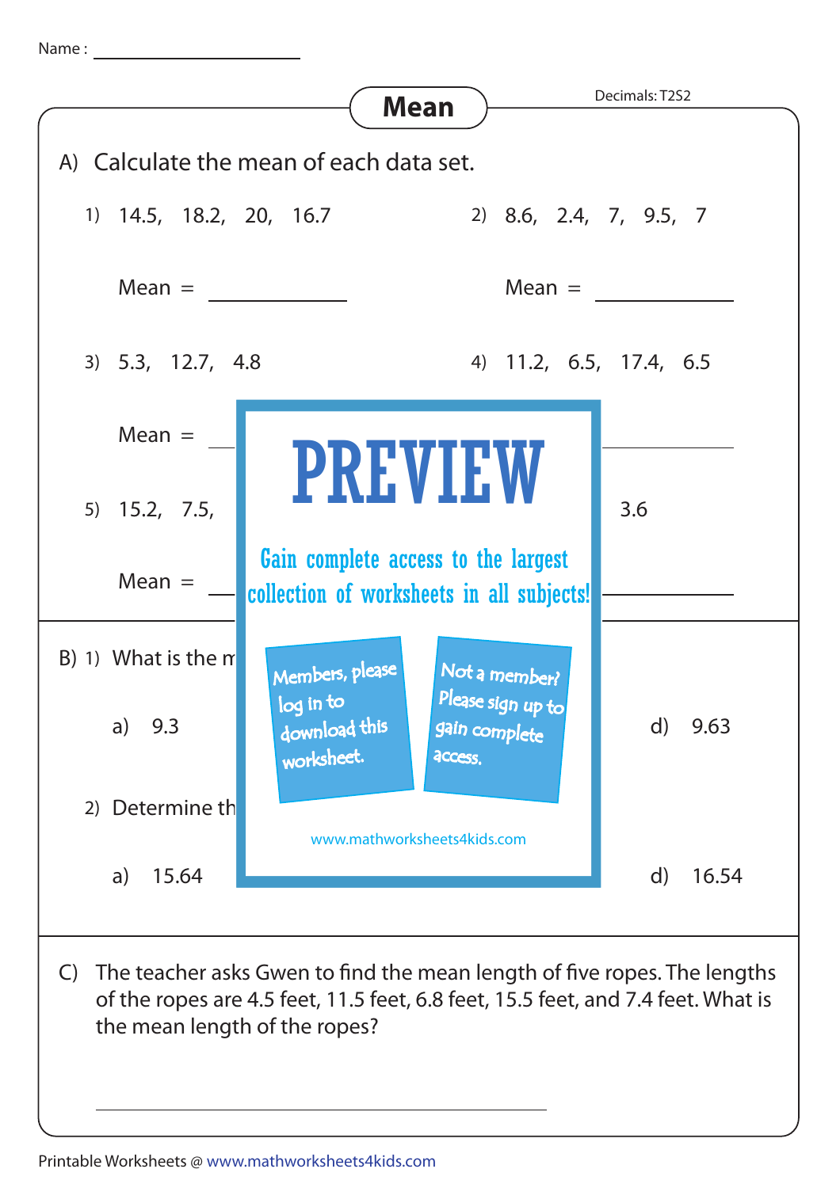Name : ____________________

# Mean

Decimals: T2S2

A) Calculate the mean of each data set.

1) 14.5, 18.2, 20, 16.7

Mean = __________

2) 8.6, 2.4, 7, 9.5, 7

Mean = __________

3) 5.3, 12.7, 4.8

Mean = __________

4) 11.2, 6.5, 17.4, 6.5

__________

5) 15.2, 7.5,

3.6

Mean = __________

__________

B) 1) What is the m

a) 9.3

d) 9.63

2) Determine th

a) 15.64

d) 16.54

PREVIEW

Gain complete access to the largest collection of worksheets in all subjects!

Members, please log in to download this worksheet.

Not a member? Please sign up to gain complete access.

www.mathworksheets4kids.com

C) The teacher asks Gwen to find the mean length of five ropes. The lengths of the ropes are 4.5 feet, 11.5 feet, 6.8 feet, 15.5 feet, and 7.4 feet. What is the mean length of the ropes?

______________________________

Printable Worksheets @ www.mathworksheets4kids.com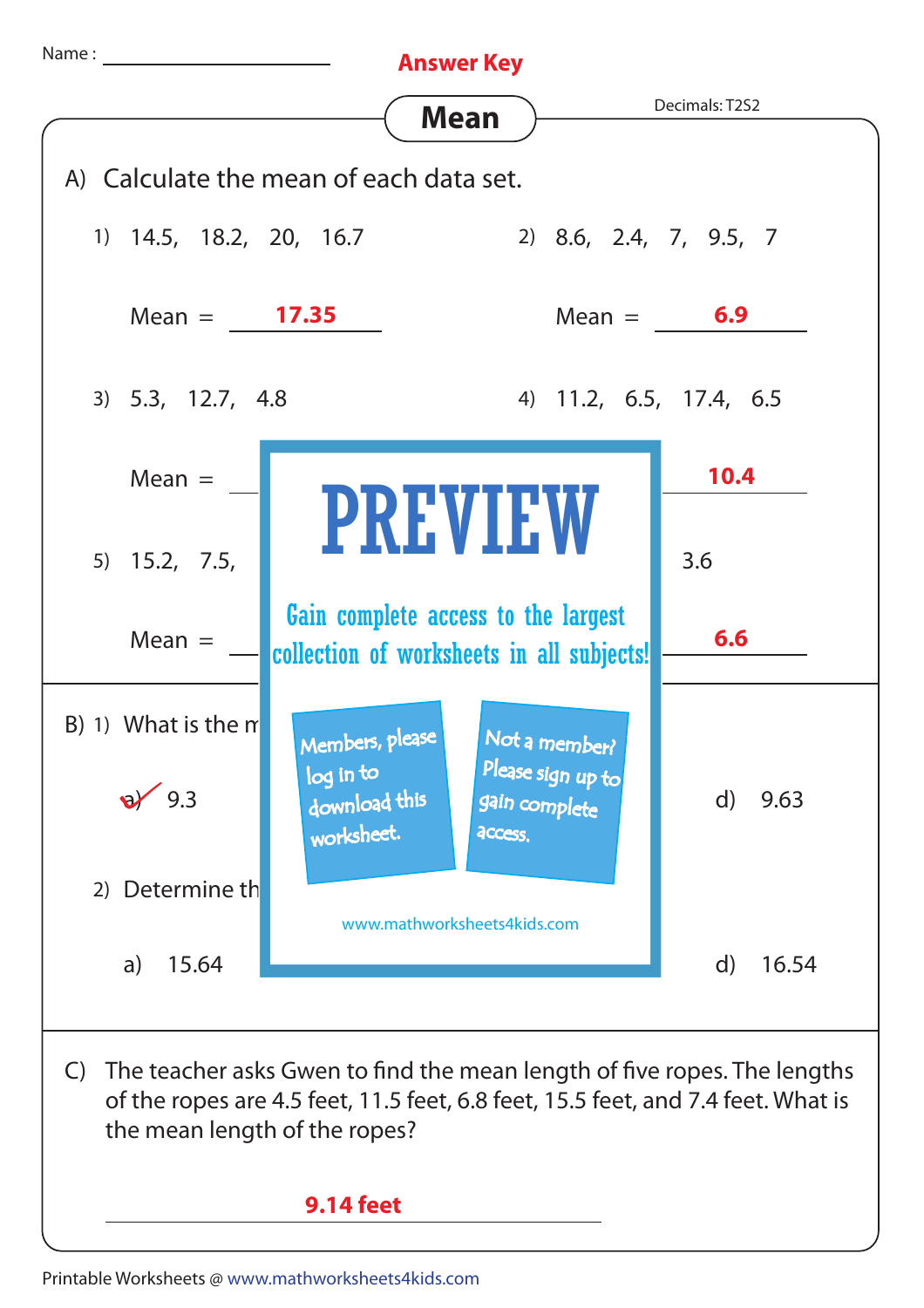Name : ____________________

**Answer Key**

# Mean

Decimals: T2S2

A) Calculate the mean of each data set.

1) 14.5, 18.2, 20, 16.7

Mean = **17.35**

2) 8.6, 2.4, 7, 9.5, 7

Mean = **6.9**

3) 5.3, 12.7, 4.8

Mean = 

4) 11.2, 6.5, 17.4, 6.5

Mean = **10.4**

5) 15.2, 7.5,

3.6

Mean = 

Mean = **6.6**

B) 1) What is the m

a) ✓ 9.3

d) 9.63

2) Determine th

a) 15.64

d) 16.54

PREVIEW

Gain complete access to the largest collection of worksheets in all subjects!

Members, please log in to download this worksheet.

Not a member? Please sign up to gain complete access.

www.mathworksheets4kids.com

C) The teacher asks Gwen to find the mean length of five ropes. The lengths of the ropes are 4.5 feet, 11.5 feet, 6.8 feet, 15.5 feet, and 7.4 feet. What is the mean length of the ropes?

**9.14 feet**

Printable Worksheets @ www.mathworksheets4kids.com